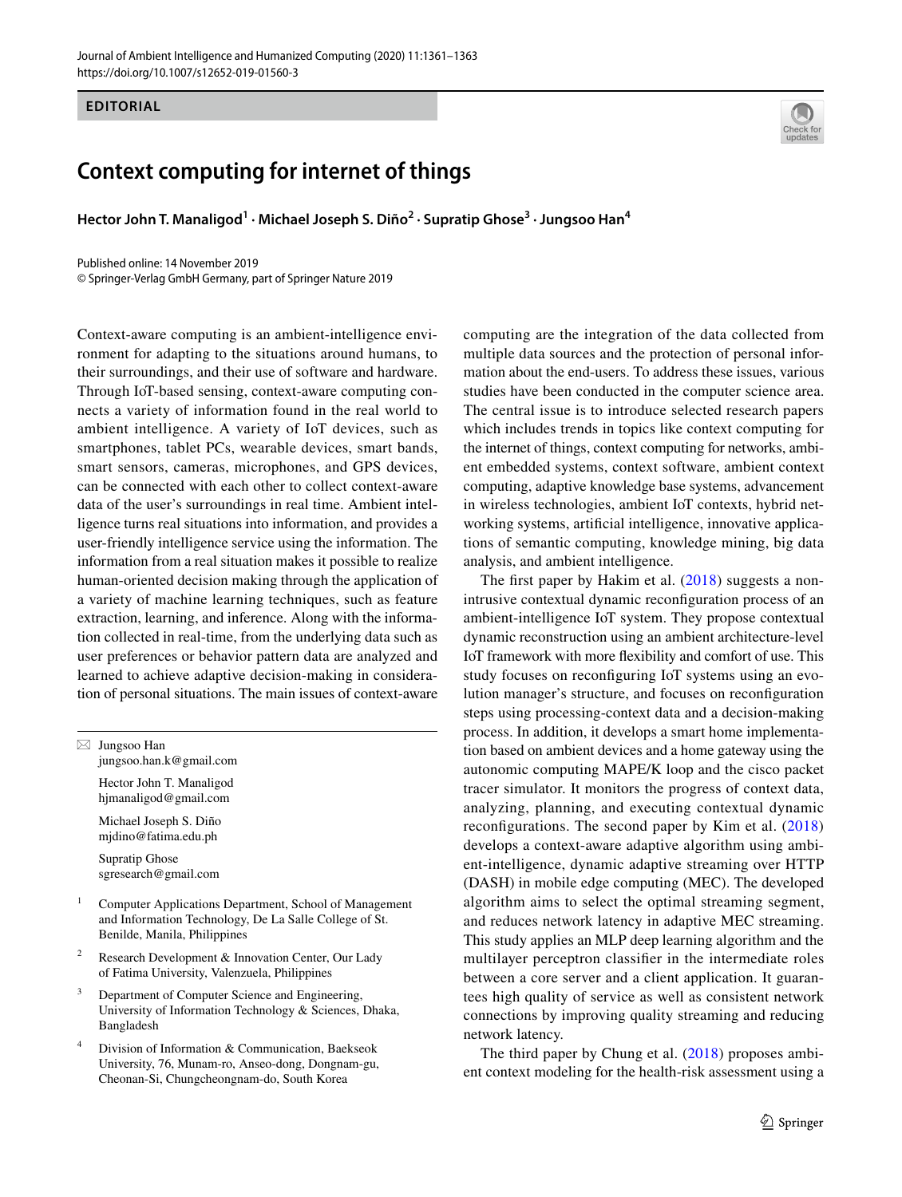EDITORIAL

# Context computing for internet of things

**Hector John T. Manaligod[1] · Michael Joseph S. Diño[2] · Supratip Ghose[3] · Jungsoo Han[4]**

Published online: 14 November 2019
© Springer-Verlag GmbH Germany, part of Springer Nature 2019

Context-aware computing is an ambient-intelligence environment for adapting to the situations around humans, to their surroundings, and their use of software and hardware. Through IoT-based sensing, context-aware computing connects a variety of information found in the real world to ambient intelligence. A variety of IoT devices, such as smartphones, tablet PCs, wearable devices, smart bands, smart sensors, cameras, microphones, and GPS devices, can be connected with each other to collect context-aware data of the user's surroundings in real time. Ambient intelligence turns real situations into information, and provides a user-friendly intelligence service using the information. The information from a real situation makes it possible to realize human-oriented decision making through the application of a variety of machine learning techniques, such as feature extraction, learning, and inference. Along with the information collected in real-time, from the underlying data such as user preferences or behavior pattern data are analyzed and learned to achieve adaptive decision-making in consideration of personal situations. The main issues of context-aware computing are the integration of the data collected from multiple data sources and the protection of personal information about the end-users. To address these issues, various studies have been conducted in the computer science area. The central issue is to introduce selected research papers which includes trends in topics like context computing for the internet of things, context computing for networks, ambient embedded systems, context software, ambient context computing, adaptive knowledge base systems, advancement in wireless technologies, ambient IoT contexts, hybrid networking systems, artificial intelligence, innovative applications of semantic computing, knowledge mining, big data analysis, and ambient intelligence.

The first paper by Hakim et al. (2018) suggests a non-intrusive contextual dynamic reconfiguration process of an ambient-intelligence IoT system. They propose contextual dynamic reconstruction using an ambient architecture-level IoT framework with more flexibility and comfort of use. This study focuses on reconfiguring IoT systems using an evolution manager's structure, and focuses on reconfiguration steps using processing-context data and a decision-making process. In addition, it develops a smart home implementation based on ambient devices and a home gateway using the autonomic computing MAPE/K loop and the cisco packet tracer simulator. It monitors the progress of context data, analyzing, planning, and executing contextual dynamic reconfigurations. The second paper by Kim et al. (2018) develops a context-aware adaptive algorithm using ambient-intelligence, dynamic adaptive streaming over HTTP (DASH) in mobile edge computing (MEC). The developed algorithm aims to select the optimal streaming segment, and reduces network latency in adaptive MEC streaming. This study applies an MLP deep learning algorithm and the multilayer perceptron classifier in the intermediate roles between a core server and a client application. It guarantees high quality of service as well as consistent network connections by improving quality streaming and reducing network latency.

The third paper by Chung et al. (2018) proposes ambient context modeling for the health-risk assessment using a

---

✉ Jungsoo Han
jungsoo.han.k@gmail.com

Hector John T. Manaligod
hjmanaligod@gmail.com

Michael Joseph S. Diño
mjdino@fatima.edu.ph

Supratip Ghose
sgresearch@gmail.com

[1] Computer Applications Department, School of Management and Information Technology, De La Salle College of St. Benilde, Manila, Philippines

[2] Research Development & Innovation Center, Our Lady of Fatima University, Valenzuela, Philippines

[3] Department of Computer Science and Engineering, University of Information Technology & Sciences, Dhaka, Bangladesh

[4] Division of Information & Communication, Baekseok University, 76, Munam-ro, Anseo-dong, Dongnam-gu, Cheonan-Si, Chungcheongnam-do, South Korea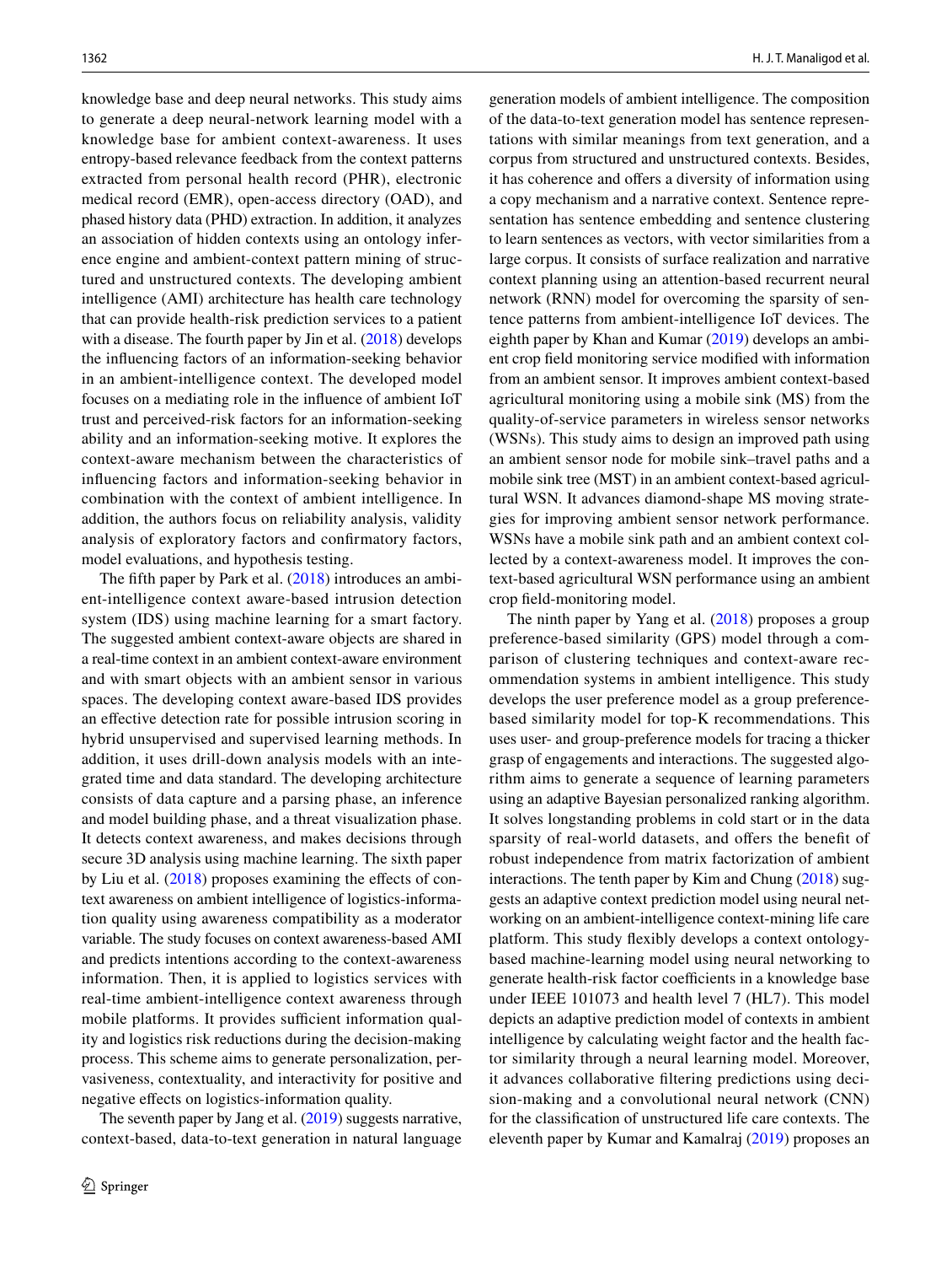knowledge base and deep neural networks. This study aims to generate a deep neural-network learning model with a knowledge base for ambient context-awareness. It uses entropy-based relevance feedback from the context patterns extracted from personal health record (PHR), electronic medical record (EMR), open-access directory (OAD), and phased history data (PHD) extraction. In addition, it analyzes an association of hidden contexts using an ontology inference engine and ambient-context pattern mining of structured and unstructured contexts. The developing ambient intelligence (AMI) architecture has health care technology that can provide health-risk prediction services to a patient with a disease. The fourth paper by Jin et al. (2018) develops the influencing factors of an information-seeking behavior in an ambient-intelligence context. The developed model focuses on a mediating role in the influence of ambient IoT trust and perceived-risk factors for an information-seeking ability and an information-seeking motive. It explores the context-aware mechanism between the characteristics of influencing factors and information-seeking behavior in combination with the context of ambient intelligence. In addition, the authors focus on reliability analysis, validity analysis of exploratory factors and confirmatory factors, model evaluations, and hypothesis testing.

The fifth paper by Park et al. (2018) introduces an ambient-intelligence context aware-based intrusion detection system (IDS) using machine learning for a smart factory. The suggested ambient context-aware objects are shared in a real-time context in an ambient context-aware environment and with smart objects with an ambient sensor in various spaces. The developing context aware-based IDS provides an effective detection rate for possible intrusion scoring in hybrid unsupervised and supervised learning methods. In addition, it uses drill-down analysis models with an integrated time and data standard. The developing architecture consists of data capture and a parsing phase, an inference and model building phase, and a threat visualization phase. It detects context awareness, and makes decisions through secure 3D analysis using machine learning. The sixth paper by Liu et al. (2018) proposes examining the effects of context awareness on ambient intelligence of logistics-information quality using awareness compatibility as a moderator variable. The study focuses on context awareness-based AMI and predicts intentions according to the context-awareness information. Then, it is applied to logistics services with real-time ambient-intelligence context awareness through mobile platforms. It provides sufficient information quality and logistics risk reductions during the decision-making process. This scheme aims to generate personalization, pervasiveness, contextuality, and interactivity for positive and negative effects on logistics-information quality.

The seventh paper by Jang et al. (2019) suggests narrative, context-based, data-to-text generation in natural language generation models of ambient intelligence. The composition of the data-to-text generation model has sentence representations with similar meanings from text generation, and a corpus from structured and unstructured contexts. Besides, it has coherence and offers a diversity of information using a copy mechanism and a narrative context. Sentence representation has sentence embedding and sentence clustering to learn sentences as vectors, with vector similarities from a large corpus. It consists of surface realization and narrative context planning using an attention-based recurrent neural network (RNN) model for overcoming the sparsity of sentence patterns from ambient-intelligence IoT devices. The eighth paper by Khan and Kumar (2019) develops an ambient crop field monitoring service modified with information from an ambient sensor. It improves ambient context-based agricultural monitoring using a mobile sink (MS) from the quality-of-service parameters in wireless sensor networks (WSNs). This study aims to design an improved path using an ambient sensor node for mobile sink–travel paths and a mobile sink tree (MST) in an ambient context-based agricultural WSN. It advances diamond-shape MS moving strategies for improving ambient sensor network performance. WSNs have a mobile sink path and an ambient context collected by a context-awareness model. It improves the context-based agricultural WSN performance using an ambient crop field-monitoring model.

The ninth paper by Yang et al. (2018) proposes a group preference-based similarity (GPS) model through a comparison of clustering techniques and context-aware recommendation systems in ambient intelligence. This study develops the user preference model as a group preference-based similarity model for top-K recommendations. This uses user- and group-preference models for tracing a thicker grasp of engagements and interactions. The suggested algorithm aims to generate a sequence of learning parameters using an adaptive Bayesian personalized ranking algorithm. It solves longstanding problems in cold start or in the data sparsity of real-world datasets, and offers the benefit of robust independence from matrix factorization of ambient interactions. The tenth paper by Kim and Chung (2018) suggests an adaptive context prediction model using neural networking on an ambient-intelligence context-mining life care platform. This study flexibly develops a context ontology-based machine-learning model using neural networking to generate health-risk factor coefficients in a knowledge base under IEEE 101073 and health level 7 (HL7). This model depicts an adaptive prediction model of contexts in ambient intelligence by calculating weight factor and the health factor similarity through a neural learning model. Moreover, it advances collaborative filtering predictions using decision-making and a convolutional neural network (CNN) for the classification of unstructured life care contexts. The eleventh paper by Kumar and Kamalraj (2019) proposes an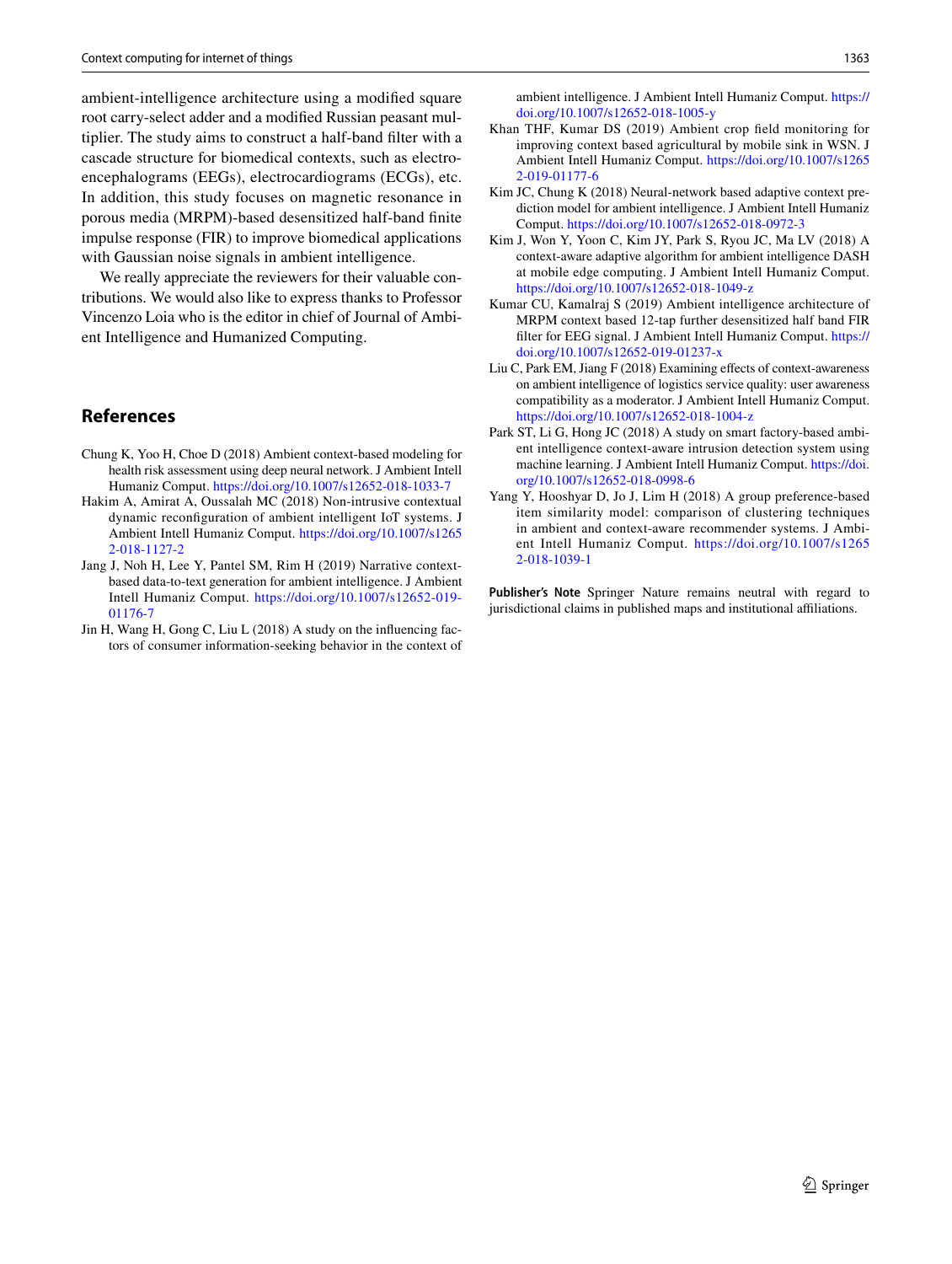ambient-intelligence architecture using a modified square root carry-select adder and a modified Russian peasant multiplier. The study aims to construct a half-band filter with a cascade structure for biomedical contexts, such as electroencephalograms (EEGs), electrocardiograms (ECGs), etc. In addition, this study focuses on magnetic resonance in porous media (MRPM)-based desensitized half-band finite impulse response (FIR) to improve biomedical applications with Gaussian noise signals in ambient intelligence.

We really appreciate the reviewers for their valuable contributions. We would also like to express thanks to Professor Vincenzo Loia who is the editor in chief of Journal of Ambient Intelligence and Humanized Computing.

## References

Chung K, Yoo H, Choe D (2018) Ambient context-based modeling for health risk assessment using deep neural network. J Ambient Intell Humaniz Comput. https://doi.org/10.1007/s12652-018-1033-7

Hakim A, Amirat A, Oussalah MC (2018) Non-intrusive contextual dynamic reconfiguration of ambient intelligent IoT systems. J Ambient Intell Humaniz Comput. https://doi.org/10.1007/s12652-018-1127-2

Jang J, Noh H, Lee Y, Pantel SM, Rim H (2019) Narrative context-based data-to-text generation for ambient intelligence. J Ambient Intell Humaniz Comput. https://doi.org/10.1007/s12652-019-01176-7

Jin H, Wang H, Gong C, Liu L (2018) A study on the influencing factors of consumer information-seeking behavior in the context of ambient intelligence. J Ambient Intell Humaniz Comput. https://doi.org/10.1007/s12652-018-1005-y

Khan THF, Kumar DS (2019) Ambient crop field monitoring for improving context based agricultural by mobile sink in WSN. J Ambient Intell Humaniz Comput. https://doi.org/10.1007/s12652-019-01177-6

Kim JC, Chung K (2018) Neural-network based adaptive context prediction model for ambient intelligence. J Ambient Intell Humaniz Comput. https://doi.org/10.1007/s12652-018-0972-3

Kim J, Won Y, Yoon C, Kim JY, Park S, Ryou JC, Ma LV (2018) A context-aware adaptive algorithm for ambient intelligence DASH at mobile edge computing. J Ambient Intell Humaniz Comput. https://doi.org/10.1007/s12652-018-1049-z

Kumar CU, Kamalraj S (2019) Ambient intelligence architecture of MRPM context based 12-tap further desensitized half band FIR filter for EEG signal. J Ambient Intell Humaniz Comput. https://doi.org/10.1007/s12652-019-01237-x

Liu C, Park EM, Jiang F (2018) Examining effects of context-awareness on ambient intelligence of logistics service quality: user awareness compatibility as a moderator. J Ambient Intell Humaniz Comput. https://doi.org/10.1007/s12652-018-1004-z

Park ST, Li G, Hong JC (2018) A study on smart factory-based ambient intelligence context-aware intrusion detection system using machine learning. J Ambient Intell Humaniz Comput. https://doi.org/10.1007/s12652-018-0998-6

Yang Y, Hooshyar D, Jo J, Lim H (2018) A group preference-based item similarity model: comparison of clustering techniques in ambient and context-aware recommender systems. J Ambient Intell Humaniz Comput. https://doi.org/10.1007/s12652-018-1039-1

**Publisher's Note** Springer Nature remains neutral with regard to jurisdictional claims in published maps and institutional affiliations.